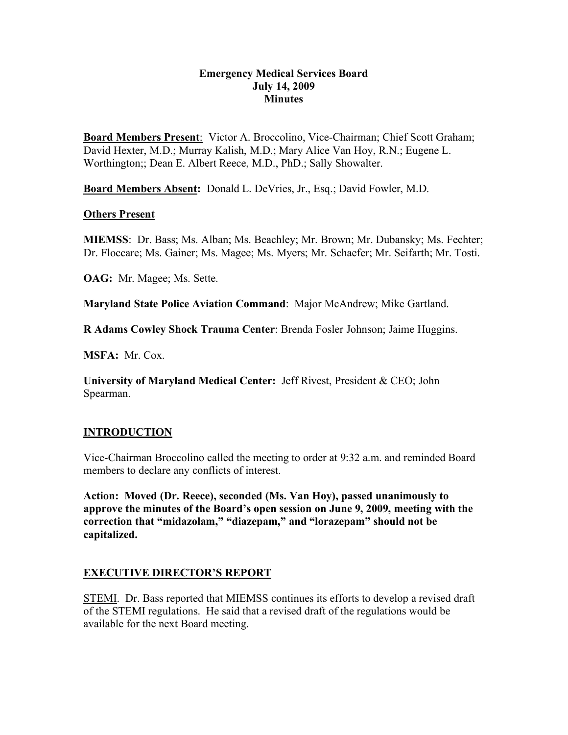**Emergency Medical Services Board**
**July 14, 2009**
**Minutes**

**Board Members Present**: Victor A. Broccolino, Vice-Chairman; Chief Scott Graham; David Hexter, M.D.; Murray Kalish, M.D.; Mary Alice Van Hoy, R.N.; Eugene L. Worthington;; Dean E. Albert Reece, M.D., PhD.; Sally Showalter.

**Board Members Absent:** Donald L. DeVries, Jr., Esq.; David Fowler, M.D.

**Others Present**

**MIEMSS**: Dr. Bass; Ms. Alban; Ms. Beachley; Mr. Brown; Mr. Dubansky; Ms. Fechter; Dr. Floccare; Ms. Gainer; Ms. Magee; Ms. Myers; Mr. Schaefer; Mr. Seifarth; Mr. Tosti.

**OAG:** Mr. Magee; Ms. Sette.

**Maryland State Police Aviation Command**: Major McAndrew; Mike Gartland.

**R Adams Cowley Shock Trauma Center**: Brenda Fosler Johnson; Jaime Huggins.

**MSFA:** Mr. Cox.

**University of Maryland Medical Center:** Jeff Rivest, President & CEO; John Spearman.

## INTRODUCTION

Vice-Chairman Broccolino called the meeting to order at 9:32 a.m. and reminded Board members to declare any conflicts of interest.

**Action: Moved (Dr. Reece), seconded (Ms. Van Hoy), passed unanimously to approve the minutes of the Board's open session on June 9, 2009, meeting with the correction that "midazolam," "diazepam," and "lorazepam" should not be capitalized.**

## EXECUTIVE DIRECTOR'S REPORT

STEMI. Dr. Bass reported that MIEMSS continues its efforts to develop a revised draft of the STEMI regulations. He said that a revised draft of the regulations would be available for the next Board meeting.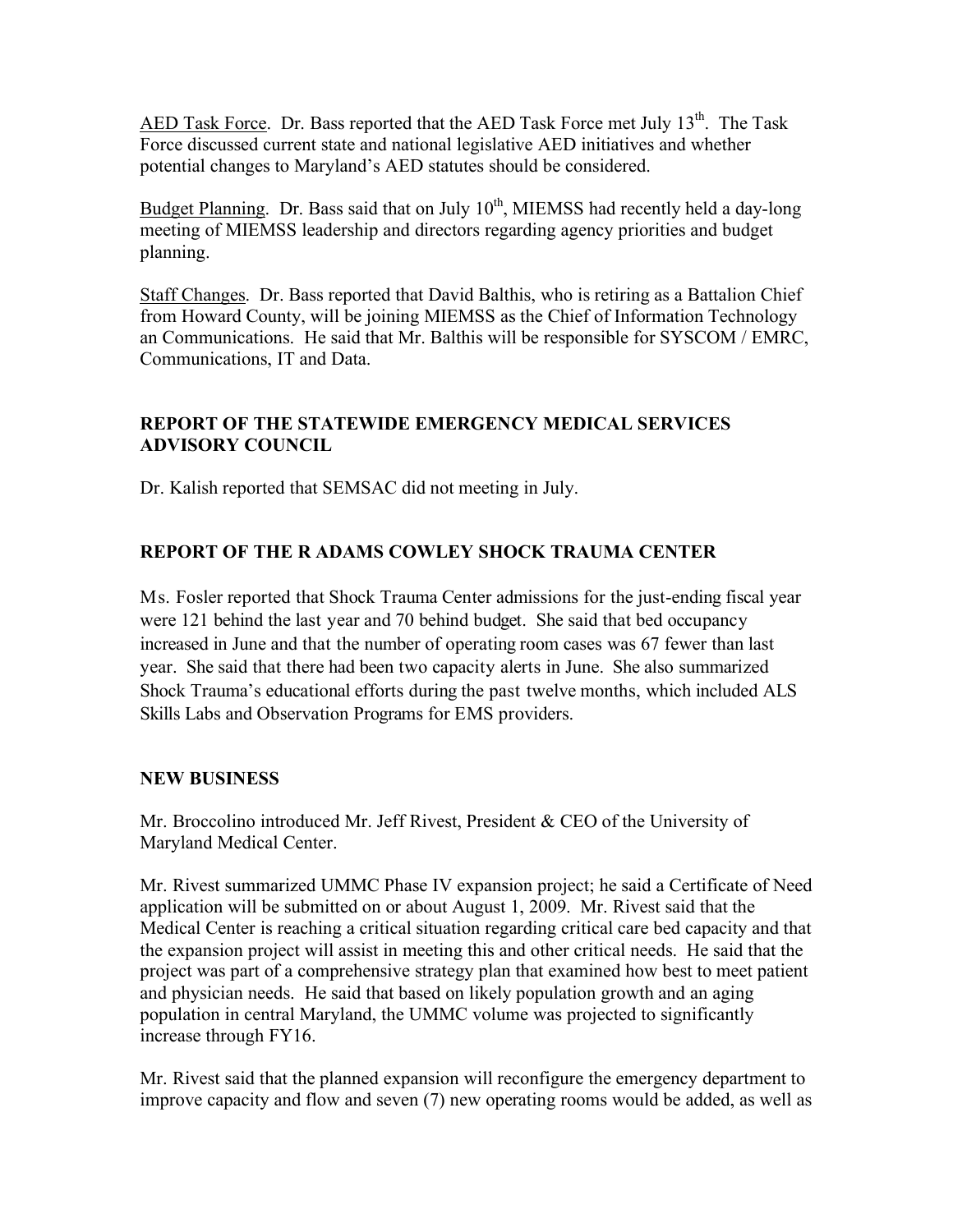<u>AED Task Force</u>. Dr. Bass reported that the AED Task Force met July 13th. The Task Force discussed current state and national legislative AED initiatives and whether potential changes to Maryland's AED statutes should be considered.

<u>Budget Planning</u>. Dr. Bass said that on July 10th, MIEMSS had recently held a day-long meeting of MIEMSS leadership and directors regarding agency priorities and budget planning.

<u>Staff Changes</u>. Dr. Bass reported that David Balthis, who is retiring as a Battalion Chief from Howard County, will be joining MIEMSS as the Chief of Information Technology an Communications. He said that Mr. Balthis will be responsible for SYSCOM / EMRC, Communications, IT and Data.

**REPORT OF THE STATEWIDE EMERGENCY MEDICAL SERVICES ADVISORY COUNCIL**

Dr. Kalish reported that SEMSAC did not meeting in July.

**REPORT OF THE R ADAMS COWLEY SHOCK TRAUMA CENTER**

Ms. Fosler reported that Shock Trauma Center admissions for the just-ending fiscal year were 121 behind the last year and 70 behind budget. She said that bed occupancy increased in June and that the number of operating room cases was 67 fewer than last year. She said that there had been two capacity alerts in June. She also summarized Shock Trauma's educational efforts during the past twelve months, which included ALS Skills Labs and Observation Programs for EMS providers.

**NEW BUSINESS**

Mr. Broccolino introduced Mr. Jeff Rivest, President & CEO of the University of Maryland Medical Center.

Mr. Rivest summarized UMMC Phase IV expansion project; he said a Certificate of Need application will be submitted on or about August 1, 2009. Mr. Rivest said that the Medical Center is reaching a critical situation regarding critical care bed capacity and that the expansion project will assist in meeting this and other critical needs. He said that the project was part of a comprehensive strategy plan that examined how best to meet patient and physician needs. He said that based on likely population growth and an aging population in central Maryland, the UMMC volume was projected to significantly increase through FY16.

Mr. Rivest said that the planned expansion will reconfigure the emergency department to improve capacity and flow and seven (7) new operating rooms would be added, as well as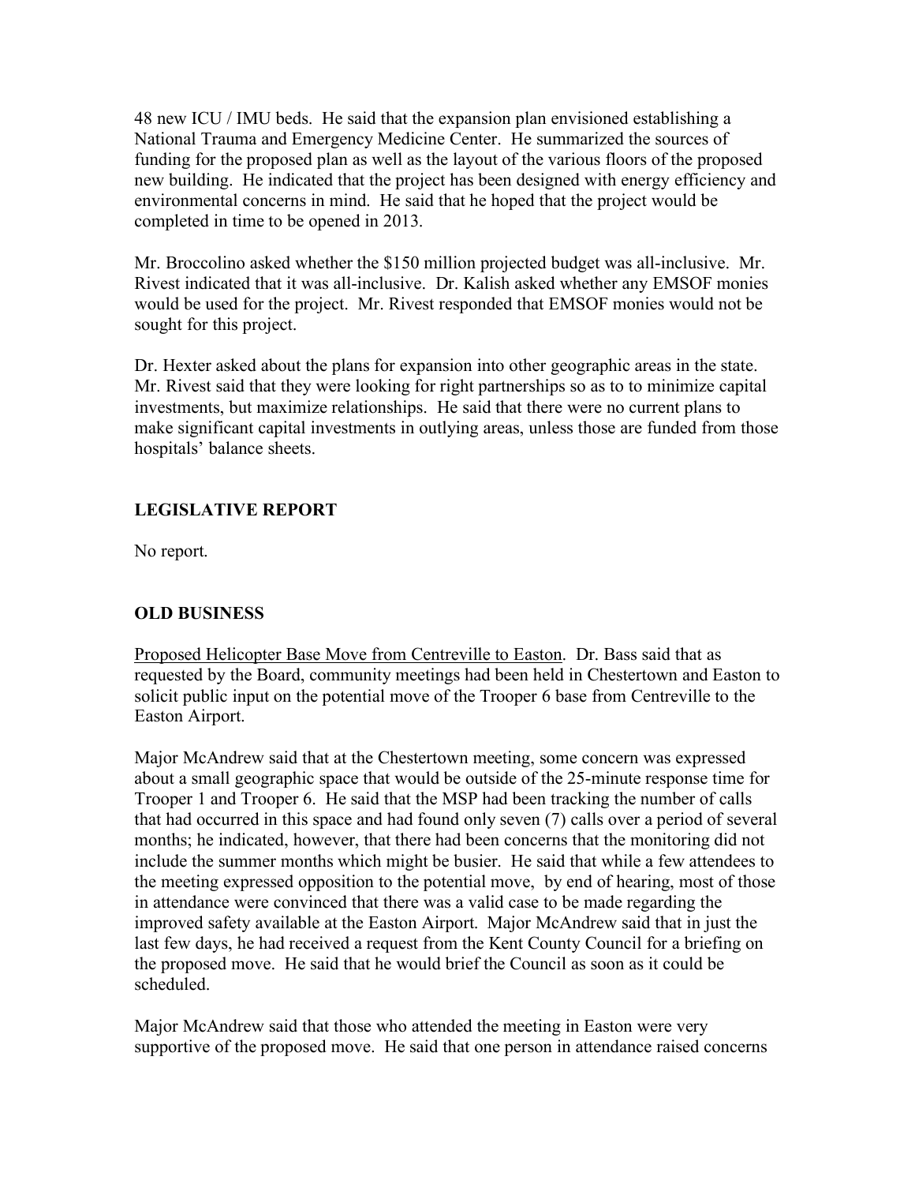48 new ICU / IMU beds. He said that the expansion plan envisioned establishing a National Trauma and Emergency Medicine Center. He summarized the sources of funding for the proposed plan as well as the layout of the various floors of the proposed new building. He indicated that the project has been designed with energy efficiency and environmental concerns in mind. He said that he hoped that the project would be completed in time to be opened in 2013.

Mr. Broccolino asked whether the $150 million projected budget was all-inclusive. Mr. Rivest indicated that it was all-inclusive. Dr. Kalish asked whether any EMSOF monies would be used for the project. Mr. Rivest responded that EMSOF monies would not be sought for this project.

Dr. Hexter asked about the plans for expansion into other geographic areas in the state. Mr. Rivest said that they were looking for right partnerships so as to to minimize capital investments, but maximize relationships. He said that there were no current plans to make significant capital investments in outlying areas, unless those are funded from those hospitals' balance sheets.

## LEGISLATIVE REPORT

No report.

## OLD BUSINESS

Proposed Helicopter Base Move from Centreville to Easton. Dr. Bass said that as requested by the Board, community meetings had been held in Chestertown and Easton to solicit public input on the potential move of the Trooper 6 base from Centreville to the Easton Airport.

Major McAndrew said that at the Chestertown meeting, some concern was expressed about a small geographic space that would be outside of the 25-minute response time for Trooper 1 and Trooper 6. He said that the MSP had been tracking the number of calls that had occurred in this space and had found only seven (7) calls over a period of several months; he indicated, however, that there had been concerns that the monitoring did not include the summer months which might be busier. He said that while a few attendees to the meeting expressed opposition to the potential move, by end of hearing, most of those in attendance were convinced that there was a valid case to be made regarding the improved safety available at the Easton Airport. Major McAndrew said that in just the last few days, he had received a request from the Kent County Council for a briefing on the proposed move. He said that he would brief the Council as soon as it could be scheduled.

Major McAndrew said that those who attended the meeting in Easton were very supportive of the proposed move. He said that one person in attendance raised concerns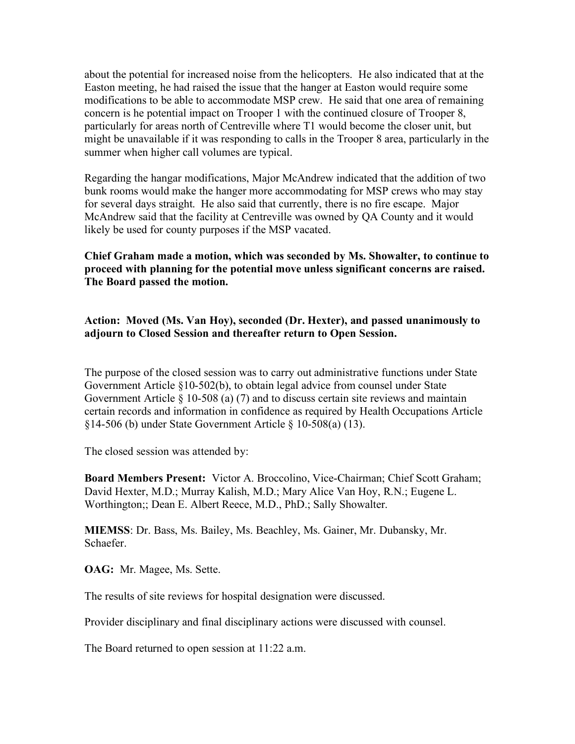about the potential for increased noise from the helicopters. He also indicated that at the Easton meeting, he had raised the issue that the hanger at Easton would require some modifications to be able to accommodate MSP crew. He said that one area of remaining concern is he potential impact on Trooper 1 with the continued closure of Trooper 8, particularly for areas north of Centreville where T1 would become the closer unit, but might be unavailable if it was responding to calls in the Trooper 8 area, particularly in the summer when higher call volumes are typical.

Regarding the hangar modifications, Major McAndrew indicated that the addition of two bunk rooms would make the hanger more accommodating for MSP crews who may stay for several days straight. He also said that currently, there is no fire escape. Major McAndrew said that the facility at Centreville was owned by QA County and it would likely be used for county purposes if the MSP vacated.

**Chief Graham made a motion, which was seconded by Ms. Showalter, to continue to proceed with planning for the potential move unless significant concerns are raised. The Board passed the motion.**

**Action: Moved (Ms. Van Hoy), seconded (Dr. Hexter), and passed unanimously to adjourn to Closed Session and thereafter return to Open Session.**

The purpose of the closed session was to carry out administrative functions under State Government Article §10-502(b), to obtain legal advice from counsel under State Government Article § 10-508 (a) (7) and to discuss certain site reviews and maintain certain records and information in confidence as required by Health Occupations Article §14-506 (b) under State Government Article § 10-508(a) (13).

The closed session was attended by:

**Board Members Present:** Victor A. Broccolino, Vice-Chairman; Chief Scott Graham; David Hexter, M.D.; Murray Kalish, M.D.; Mary Alice Van Hoy, R.N.; Eugene L. Worthington;; Dean E. Albert Reece, M.D., PhD.; Sally Showalter.

**MIEMSS**: Dr. Bass, Ms. Bailey, Ms. Beachley, Ms. Gainer, Mr. Dubansky, Mr. Schaefer.

**OAG:** Mr. Magee, Ms. Sette.

The results of site reviews for hospital designation were discussed.

Provider disciplinary and final disciplinary actions were discussed with counsel.

The Board returned to open session at 11:22 a.m.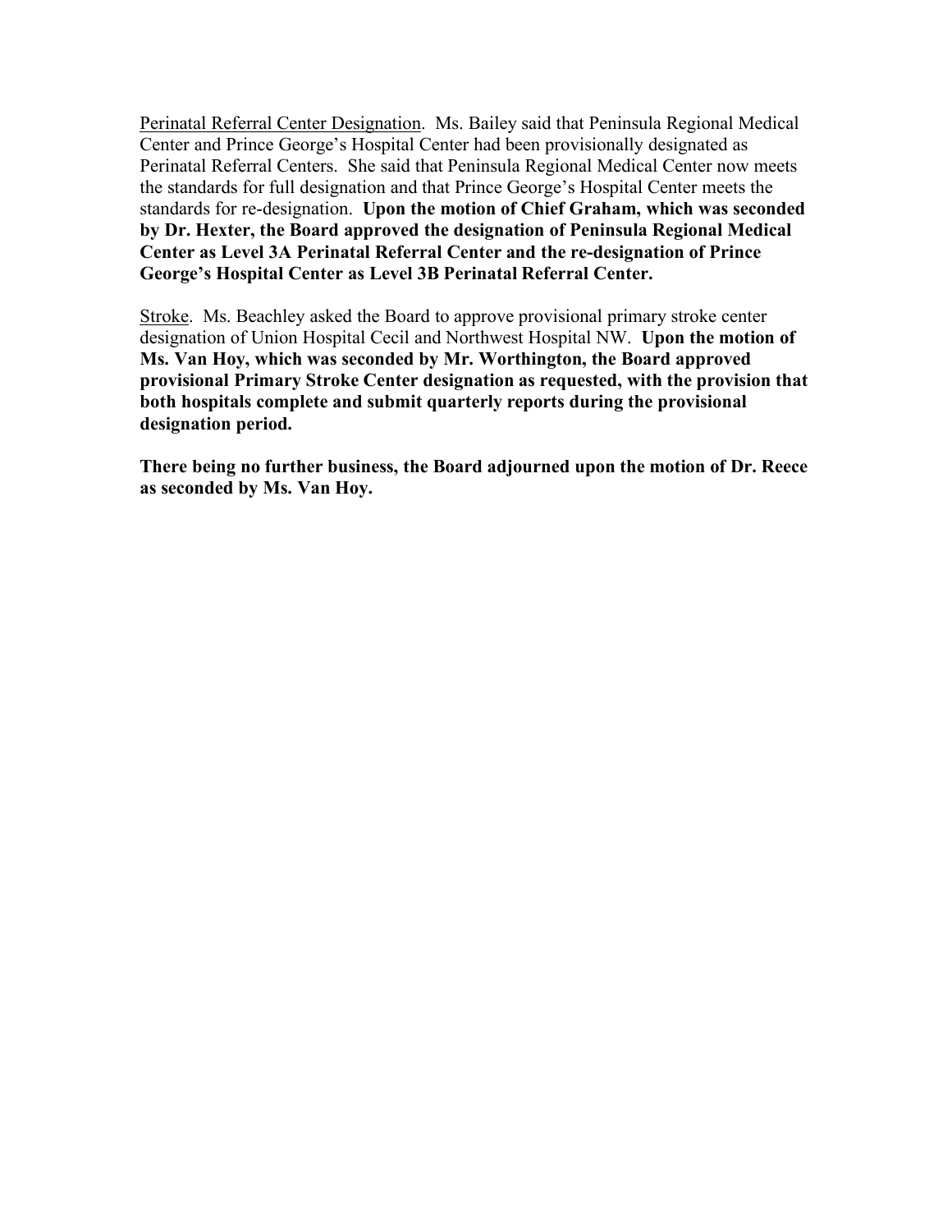Perinatal Referral Center Designation. Ms. Bailey said that Peninsula Regional Medical Center and Prince George's Hospital Center had been provisionally designated as Perinatal Referral Centers. She said that Peninsula Regional Medical Center now meets the standards for full designation and that Prince George's Hospital Center meets the standards for re-designation. **Upon the motion of Chief Graham, which was seconded by Dr. Hexter, the Board approved the designation of Peninsula Regional Medical Center as Level 3A Perinatal Referral Center and the re-designation of Prince George's Hospital Center as Level 3B Perinatal Referral Center.**

Stroke. Ms. Beachley asked the Board to approve provisional primary stroke center designation of Union Hospital Cecil and Northwest Hospital NW. **Upon the motion of Ms. Van Hoy, which was seconded by Mr. Worthington, the Board approved provisional Primary Stroke Center designation as requested, with the provision that both hospitals complete and submit quarterly reports during the provisional designation period.**

**There being no further business, the Board adjourned upon the motion of Dr. Reece as seconded by Ms. Van Hoy.**